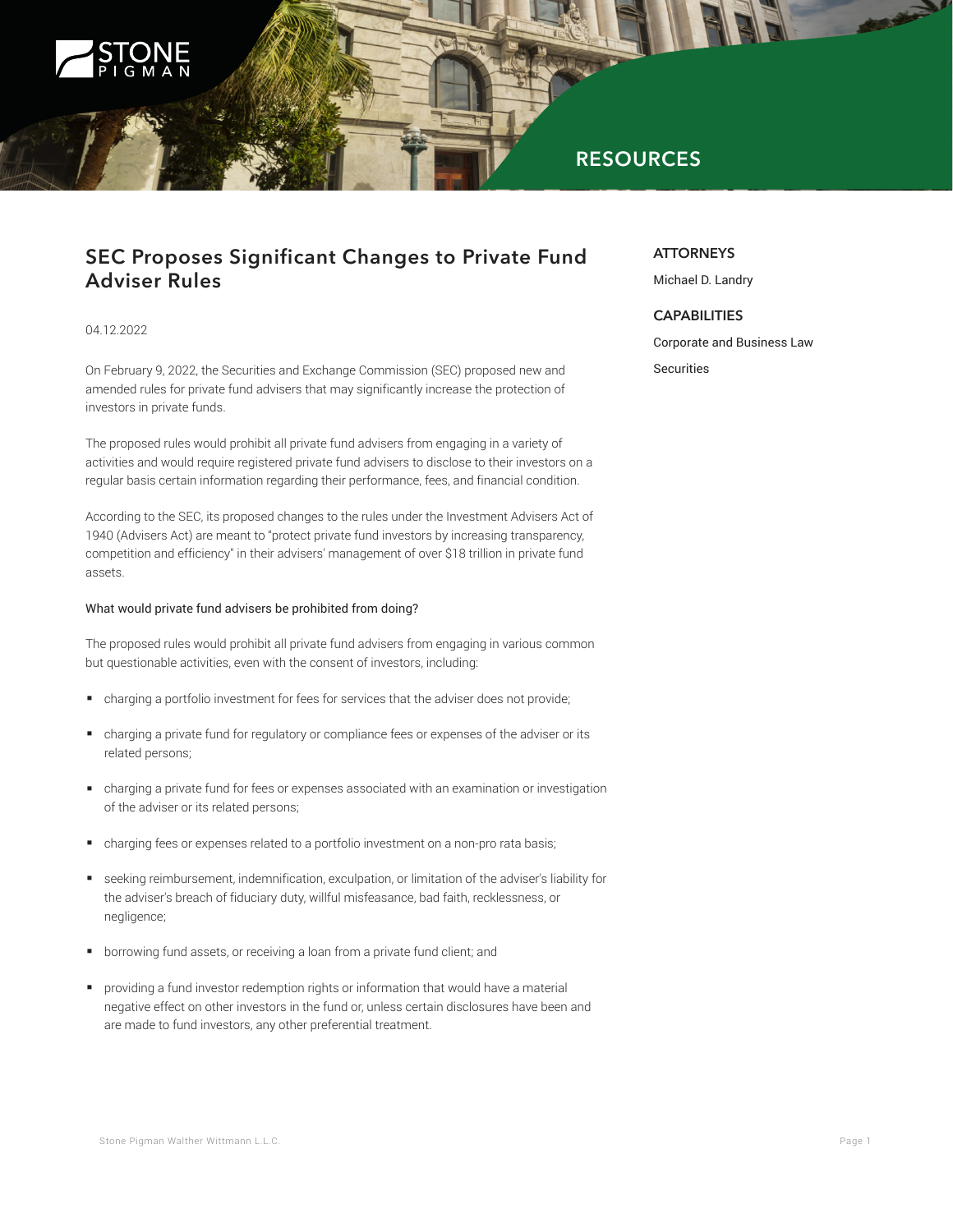# SEC Proposes Significant Changes to Private Fund Adviser Rules

04.12.2022

On February 9, 2022, the Securities and Exchange Commission (SEC) proposed new and amended rules for private fund advisers that may significantly increase the protection of investors in private funds.

The proposed rules would prohibit all private fund advisers from engaging in a variety of activities and would require registered private fund advisers to disclose to their investors on a regular basis certain information regarding their performance, fees, and financial condition.

According to the SEC, its proposed changes to the rules under the Investment Advisers Act of 1940 (Advisers Act) are meant to "protect private fund investors by increasing transparency, competition and efficiency" in their advisers' management of over $18 trillion in private fund assets.

### What would private fund advisers be prohibited from doing?

The proposed rules would prohibit all private fund advisers from engaging in various common but questionable activities, even with the consent of investors, including:

- charging a portfolio investment for fees for services that the adviser does not provide;
- charging a private fund for regulatory or compliance fees or expenses of the adviser or its related persons;
- charging a private fund for fees or expenses associated with an examination or investigation of the adviser or its related persons;
- charging fees or expenses related to a portfolio investment on a non-pro rata basis;
- seeking reimbursement, indemnification, exculpation, or limitation of the adviser's liability for the adviser's breach of fiduciary duty, willful misfeasance, bad faith, recklessness, or negligence;
- borrowing fund assets, or receiving a loan from a private fund client; and
- providing a fund investor redemption rights or information that would have a material negative effect on other investors in the fund or, unless certain disclosures have been and are made to fund investors, any other preferential treatment.

**ATTORNEYS**

Michael D. Landry

**CAPABILITIES**

Corporate and Business Law

Securities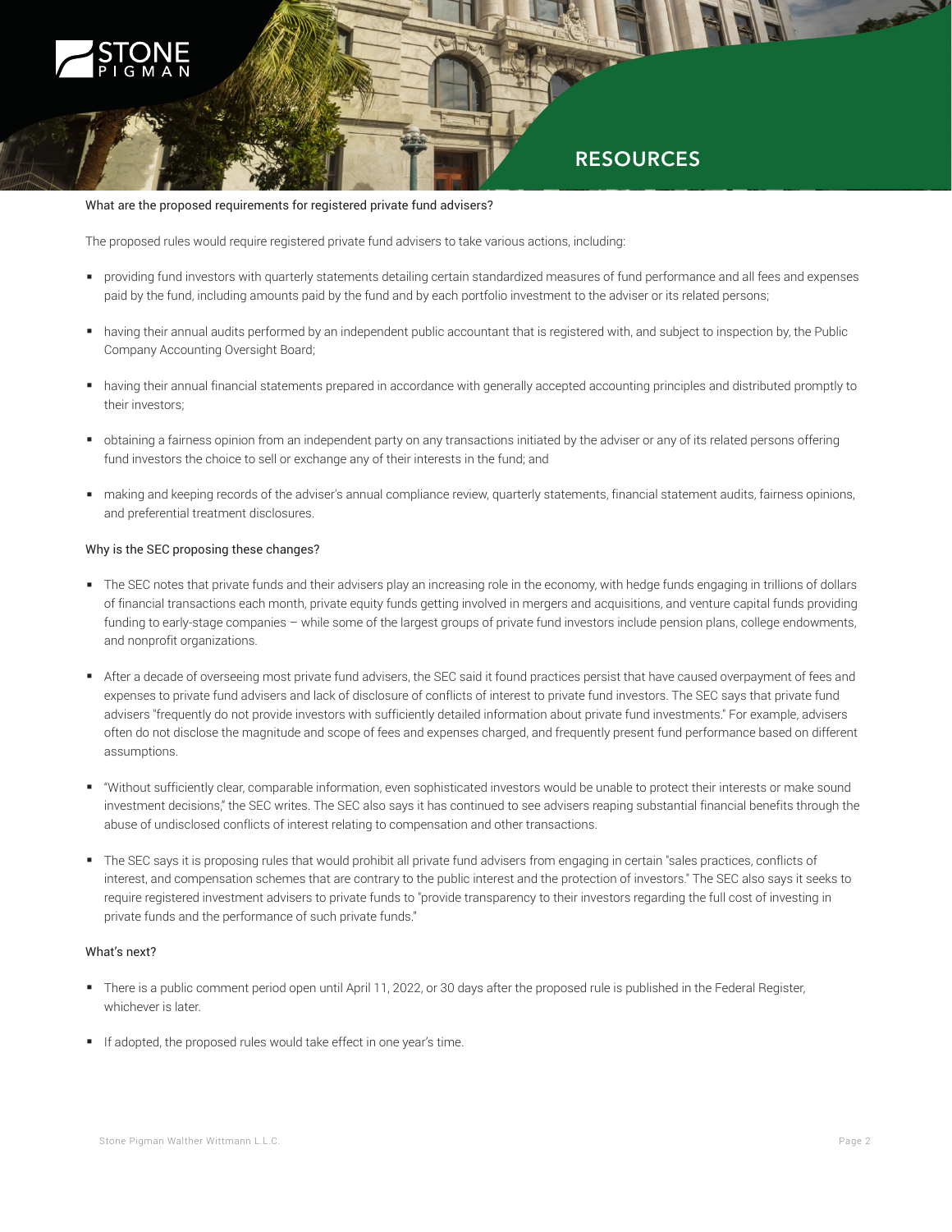What are the proposed requirements for registered private fund advisers?

The proposed rules would require registered private fund advisers to take various actions, including:

- providing fund investors with quarterly statements detailing certain standardized measures of fund performance and all fees and expenses paid by the fund, including amounts paid by the fund and by each portfolio investment to the adviser or its related persons;
- having their annual audits performed by an independent public accountant that is registered with, and subject to inspection by, the Public Company Accounting Oversight Board;
- having their annual financial statements prepared in accordance with generally accepted accounting principles and distributed promptly to their investors;
- obtaining a fairness opinion from an independent party on any transactions initiated by the adviser or any of its related persons offering fund investors the choice to sell or exchange any of their interests in the fund; and
- making and keeping records of the adviser's annual compliance review, quarterly statements, financial statement audits, fairness opinions, and preferential treatment disclosures.

Why is the SEC proposing these changes?

- The SEC notes that private funds and their advisers play an increasing role in the economy, with hedge funds engaging in trillions of dollars of financial transactions each month, private equity funds getting involved in mergers and acquisitions, and venture capital funds providing funding to early-stage companies – while some of the largest groups of private fund investors include pension plans, college endowments, and nonprofit organizations.
- After a decade of overseeing most private fund advisers, the SEC said it found practices persist that have caused overpayment of fees and expenses to private fund advisers and lack of disclosure of conflicts of interest to private fund investors. The SEC says that private fund advisers "frequently do not provide investors with sufficiently detailed information about private fund investments." For example, advisers often do not disclose the magnitude and scope of fees and expenses charged, and frequently present fund performance based on different assumptions.
- "Without sufficiently clear, comparable information, even sophisticated investors would be unable to protect their interests or make sound investment decisions," the SEC writes. The SEC also says it has continued to see advisers reaping substantial financial benefits through the abuse of undisclosed conflicts of interest relating to compensation and other transactions.
- The SEC says it is proposing rules that would prohibit all private fund advisers from engaging in certain "sales practices, conflicts of interest, and compensation schemes that are contrary to the public interest and the protection of investors." The SEC also says it seeks to require registered investment advisers to private funds to "provide transparency to their investors regarding the full cost of investing in private funds and the performance of such private funds."

What's next?

- There is a public comment period open until April 11, 2022, or 30 days after the proposed rule is published in the Federal Register, whichever is later.
- If adopted, the proposed rules would take effect in one year's time.